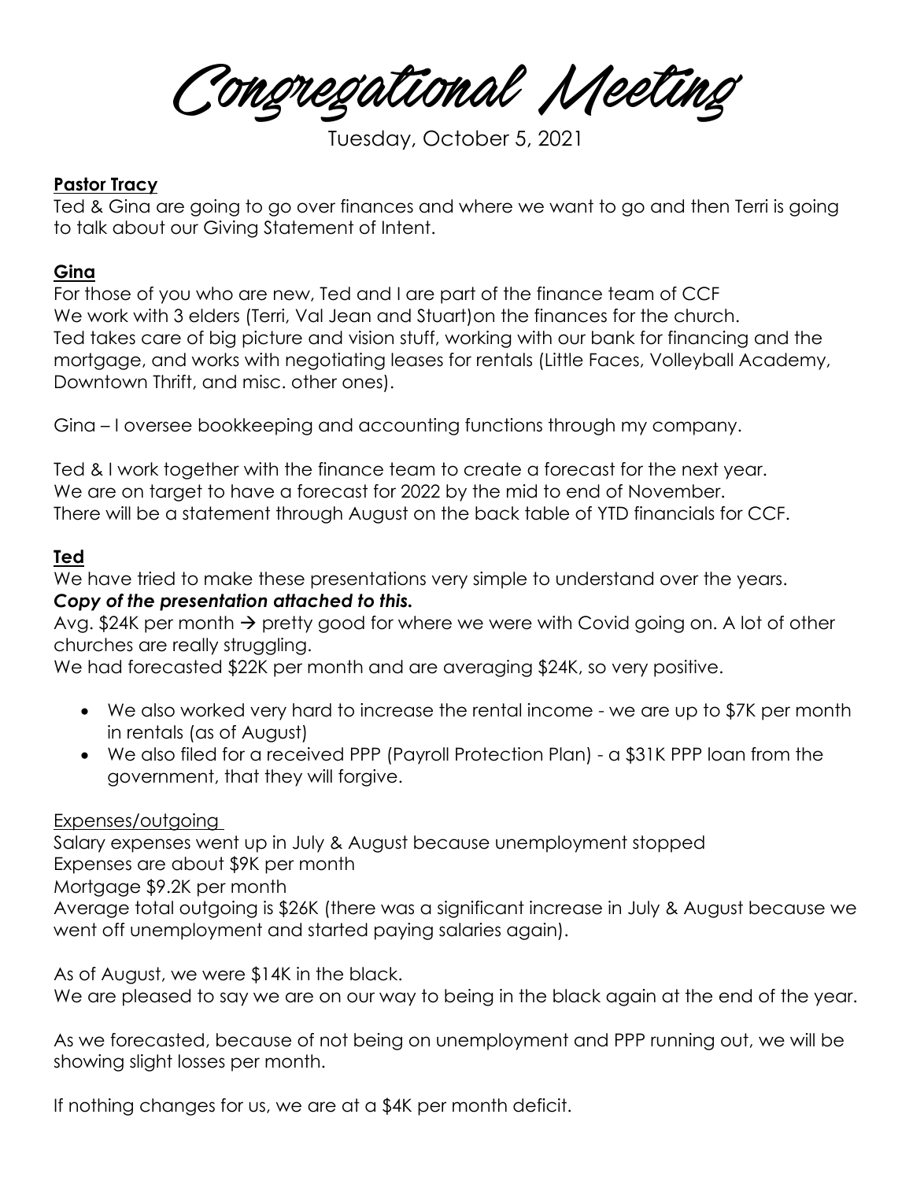# Congregational Meeting

Tuesday, October 5, 2021

**Pastor Tracy**

Ted & Gina are going to go over finances and where we want to go and then Terri is going to talk about our Giving Statement of Intent.

**Gina**

For those of you who are new, Ted and I are part of the finance team of CCF
We work with 3 elders (Terri, Val Jean and Stuart)on the finances for the church.
Ted takes care of big picture and vision stuff, working with our bank for financing and the mortgage, and works with negotiating leases for rentals (Little Faces, Volleyball Academy, Downtown Thrift, and misc. other ones).

Gina – I oversee bookkeeping and accounting functions through my company.

Ted & I work together with the finance team to create a forecast for the next year.
We are on target to have a forecast for 2022 by the mid to end of November.
There will be a statement through August on the back table of YTD financials for CCF.

**Ted**

We have tried to make these presentations very simple to understand over the years.
***Copy of the presentation attached to this.***
Avg. $24K per month → pretty good for where we were with Covid going on. A lot of other churches are really struggling.
We had forecasted $22K per month and are averaging $24K, so very positive.

- We also worked very hard to increase the rental income - we are up to $7K per month in rentals (as of August)
- We also filed for a received PPP (Payroll Protection Plan) - a $31K PPP loan from the government, that they will forgive.

Expenses/outgoing

Salary expenses went up in July & August because unemployment stopped
Expenses are about $9K per month
Mortgage $9.2K per month
Average total outgoing is $26K (there was a significant increase in July & August because we went off unemployment and started paying salaries again).

As of August, we were $14K in the black.
We are pleased to say we are on our way to being in the black again at the end of the year.

As we forecasted, because of not being on unemployment and PPP running out, we will be showing slight losses per month.

If nothing changes for us, we are at a $4K per month deficit.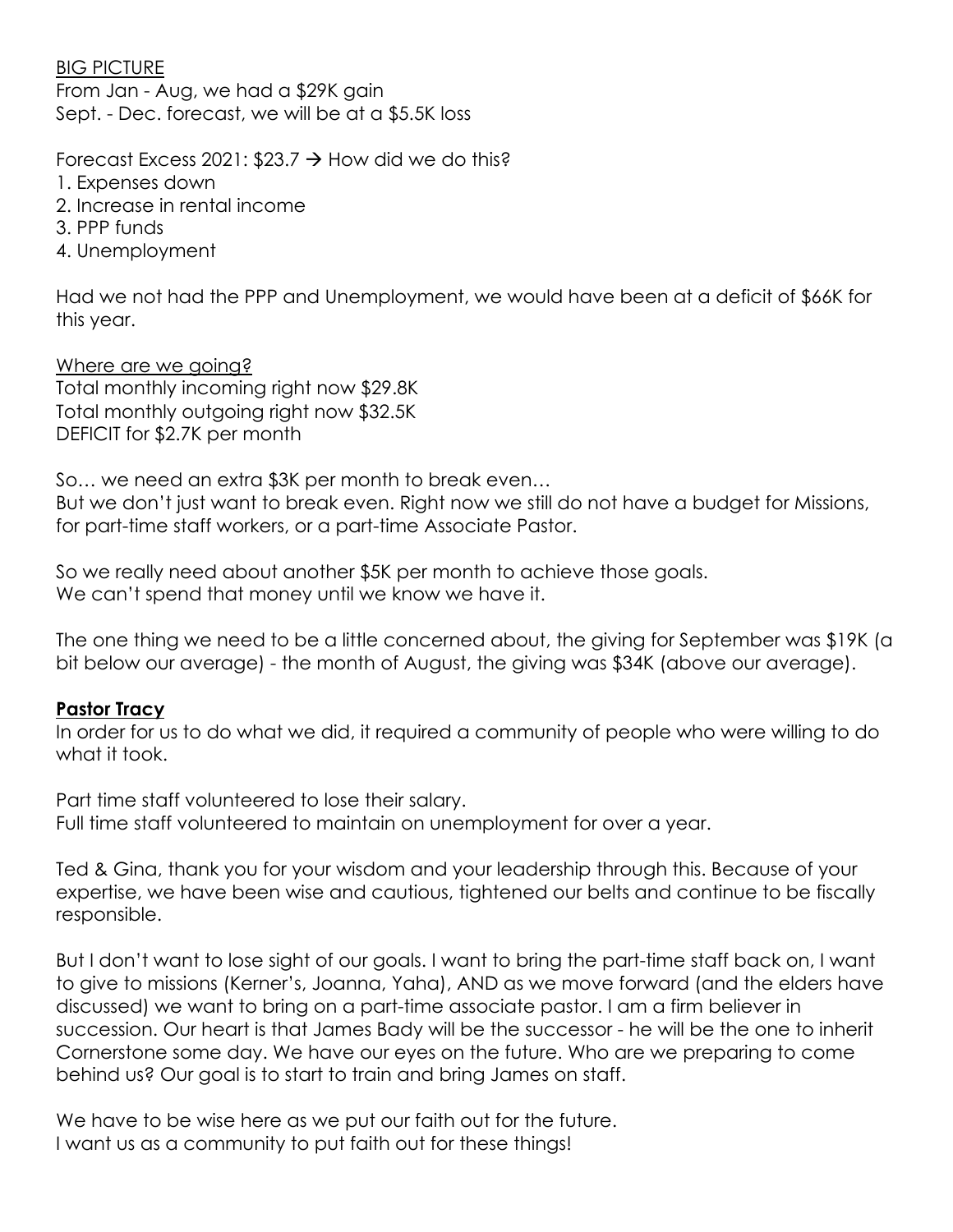<u>BIG PICTURE</u>
From Jan - Aug, we had a $29K gain
Sept. - Dec. forecast, we will be at a $5.5K loss

Forecast Excess 2021: $23.7 → How did we do this?

1. Expenses down
2. Increase in rental income
3. PPP funds
4. Unemployment

Had we not had the PPP and Unemployment, we would have been at a deficit of $66K for this year.

<u>Where are we going?</u>
Total monthly incoming right now $29.8K
Total monthly outgoing right now $32.5K
DEFICIT for $2.7K per month

So… we need an extra $3K per month to break even…
But we don't just want to break even. Right now we still do not have a budget for Missions, for part-time staff workers, or a part-time Associate Pastor.

So we really need about another $5K per month to achieve those goals.
We can't spend that money until we know we have it.

The one thing we need to be a little concerned about, the giving for September was $19K (a bit below our average) - the month of August, the giving was $34K (above our average).

**<u>Pastor Tracy</u>**

In order for us to do what we did, it required a community of people who were willing to do what it took.

Part time staff volunteered to lose their salary.
Full time staff volunteered to maintain on unemployment for over a year.

Ted & Gina, thank you for your wisdom and your leadership through this. Because of your expertise, we have been wise and cautious, tightened our belts and continue to be fiscally responsible.

But I don't want to lose sight of our goals. I want to bring the part-time staff back on, I want to give to missions (Kerner's, Joanna, Yaha), AND as we move forward (and the elders have discussed) we want to bring on a part-time associate pastor. I am a firm believer in succession. Our heart is that James Bady will be the successor - he will be the one to inherit Cornerstone some day. We have our eyes on the future. Who are we preparing to come behind us? Our goal is to start to train and bring James on staff.

We have to be wise here as we put our faith out for the future.
I want us as a community to put faith out for these things!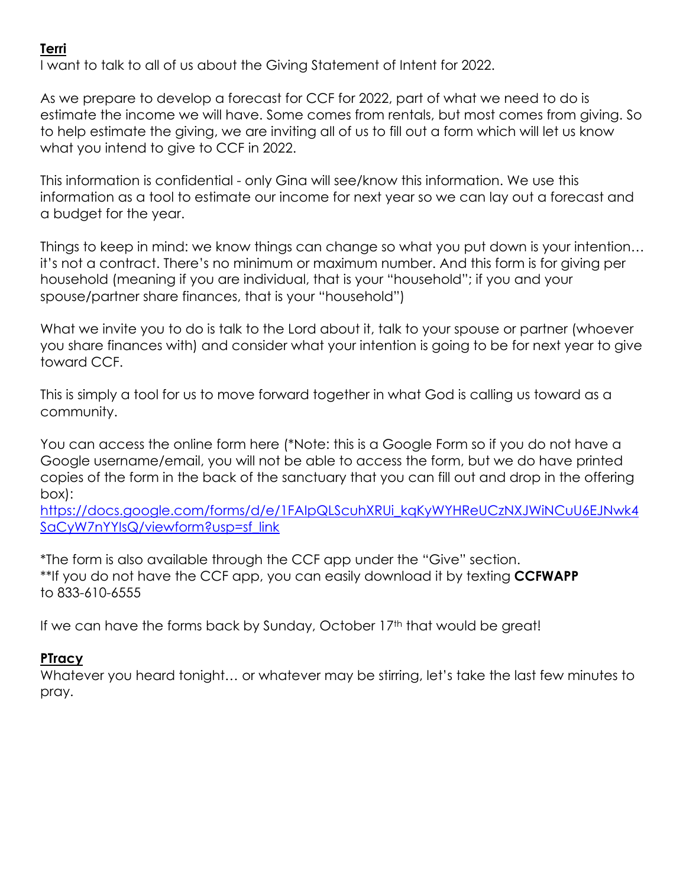**Terri**

I want to talk to all of us about the Giving Statement of Intent for 2022.

As we prepare to develop a forecast for CCF for 2022, part of what we need to do is estimate the income we will have. Some comes from rentals, but most comes from giving. So to help estimate the giving, we are inviting all of us to fill out a form which will let us know what you intend to give to CCF in 2022.

This information is confidential - only Gina will see/know this information. We use this information as a tool to estimate our income for next year so we can lay out a forecast and a budget for the year.

Things to keep in mind: we know things can change so what you put down is your intention… it's not a contract. There's no minimum or maximum number. And this form is for giving per household (meaning if you are individual, that is your "household"; if you and your spouse/partner share finances, that is your "household")

What we invite you to do is talk to the Lord about it, talk to your spouse or partner (whoever you share finances with) and consider what your intention is going to be for next year to give toward CCF.

This is simply a tool for us to move forward together in what God is calling us toward as a community.

You can access the online form here (*Note: this is a Google Form so if you do not have a Google username/email, you will not be able to access the form, but we do have printed copies of the form in the back of the sanctuary that you can fill out and drop in the offering box):
https://docs.google.com/forms/d/e/1FAIpQLScuhXRUi_kqKyWYHReUCzNXJWiNCuU6EJNwk4SaCyW7nYYIsQ/viewform?usp=sf_link

*The form is also available through the CCF app under the "Give" section.
**If you do not have the CCF app, you can easily download it by texting **CCFWAPP** to 833-610-6555

If we can have the forms back by Sunday, October 17th that would be great!

**PTracy**

Whatever you heard tonight… or whatever may be stirring, let's take the last few minutes to pray.